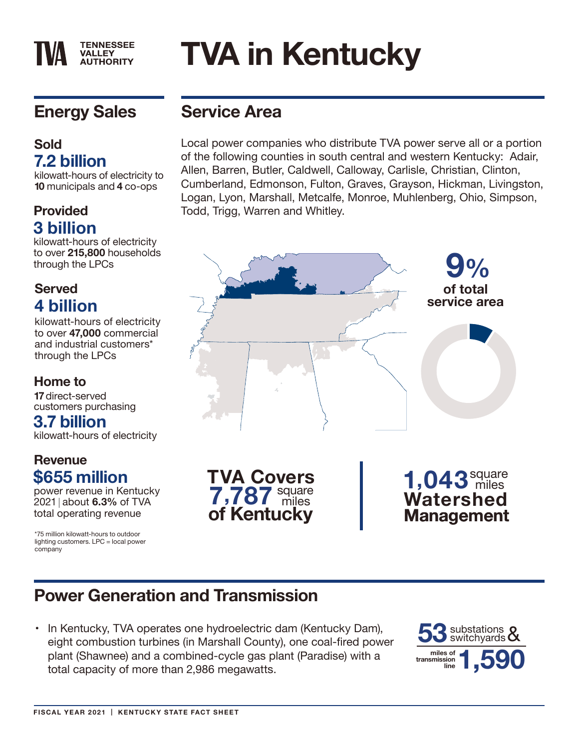# TVA in Kentucky

TVA TENNESSEE VALLEY AUTHORITY

## Energy Sales

### Sold

**7.2 billion**

kilowatt-hours of electricity to **10** municipals and **4** co-ops

### Provided

**3 billion**

kilowatt-hours of electricity to over **215,800** households through the LPCs

### Served

**4 billion**

kilowatt-hours of electricity to over **47,000** commercial and industrial customers* through the LPCs

### Home to

**17** direct-served customers purchasing

**3.7 billion**

kilowatt-hours of electricity

### Revenue

**$655 million**

power revenue in Kentucky 2021 | about **6.3%** of TVA total operating revenue

*75 million kilowatt-hours to outdoor lighting customers. LPC = local power company

## Service Area

Local power companies who distribute TVA power serve all or a portion of the following counties in south central and western Kentucky: Adair, Allen, Barren, Butler, Caldwell, Calloway, Carlisle, Christian, Clinton, Cumberland, Edmonson, Fulton, Graves, Grayson, Hickman, Livingston, Logan, Lyon, Marshall, Metcalfe, Monroe, Muhlenberg, Ohio, Simpson, Todd, Trigg, Warren and Whitley.

**9%** of total service area

**TVA Covers 7,787 square miles of Kentucky**

**1,043 square miles Watershed Management**

## Power Generation and Transmission

- In Kentucky, TVA operates one hydroelectric dam (Kentucky Dam), eight combustion turbines (in Marshall County), one coal-fired power plant (Shawnee) and a combined-cycle gas plant (Paradise) with a total capacity of more than 2,986 megawatts.

**53** substations & switchyards

**1,590** miles of transmission line

FISCAL YEAR 2021 | KENTUCKY STATE FACT SHEET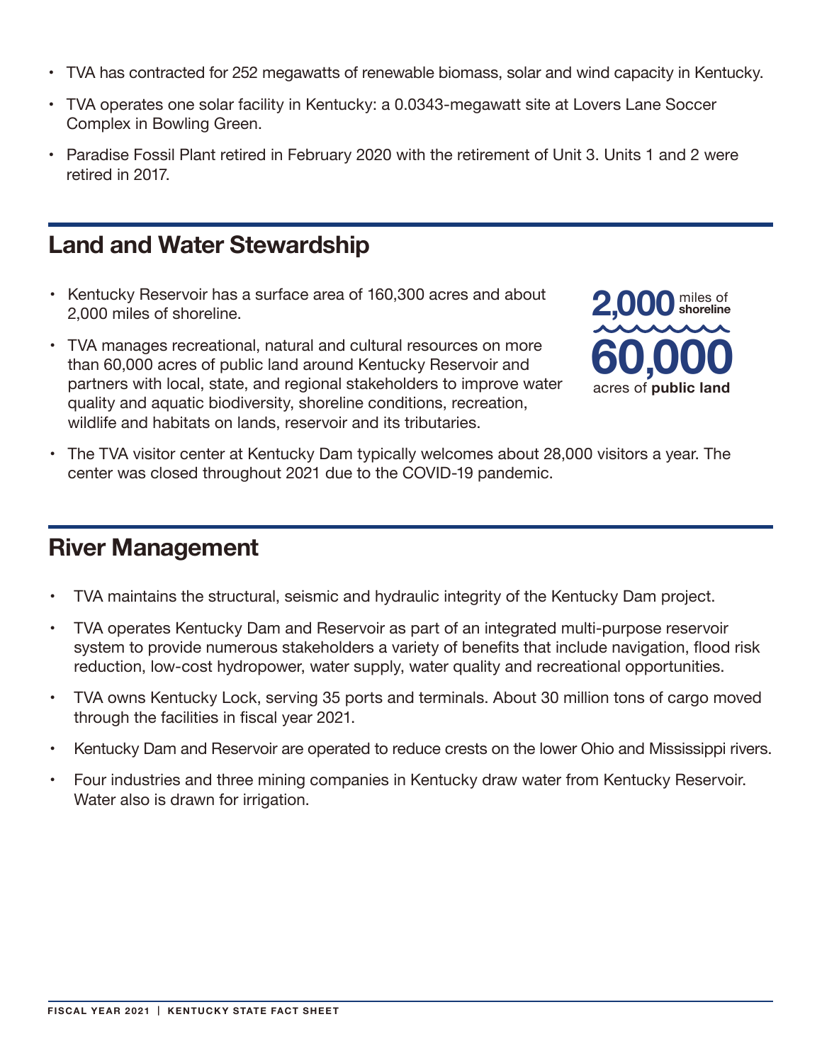- TVA has contracted for 252 megawatts of renewable biomass, solar and wind capacity in Kentucky.
- TVA operates one solar facility in Kentucky: a 0.0343-megawatt site at Lovers Lane Soccer Complex in Bowling Green.
- Paradise Fossil Plant retired in February 2020 with the retirement of Unit 3. Units 1 and 2 were retired in 2017.

## Land and Water Stewardship

- Kentucky Reservoir has a surface area of 160,300 acres and about 2,000 miles of shoreline.
- TVA manages recreational, natural and cultural resources on more than 60,000 acres of public land around Kentucky Reservoir and partners with local, state, and regional stakeholders to improve water quality and aquatic biodiversity, shoreline conditions, recreation, wildlife and habitats on lands, reservoir and its tributaries.

**2,000** miles of **shoreline**

**60,000** acres of **public land**

- The TVA visitor center at Kentucky Dam typically welcomes about 28,000 visitors a year. The center was closed throughout 2021 due to the COVID-19 pandemic.

## River Management

- TVA maintains the structural, seismic and hydraulic integrity of the Kentucky Dam project.
- TVA operates Kentucky Dam and Reservoir as part of an integrated multi-purpose reservoir system to provide numerous stakeholders a variety of benefits that include navigation, flood risk reduction, low-cost hydropower, water supply, water quality and recreational opportunities.
- TVA owns Kentucky Lock, serving 35 ports and terminals. About 30 million tons of cargo moved through the facilities in fiscal year 2021.
- Kentucky Dam and Reservoir are operated to reduce crests on the lower Ohio and Mississippi rivers.
- Four industries and three mining companies in Kentucky draw water from Kentucky Reservoir. Water also is drawn for irrigation.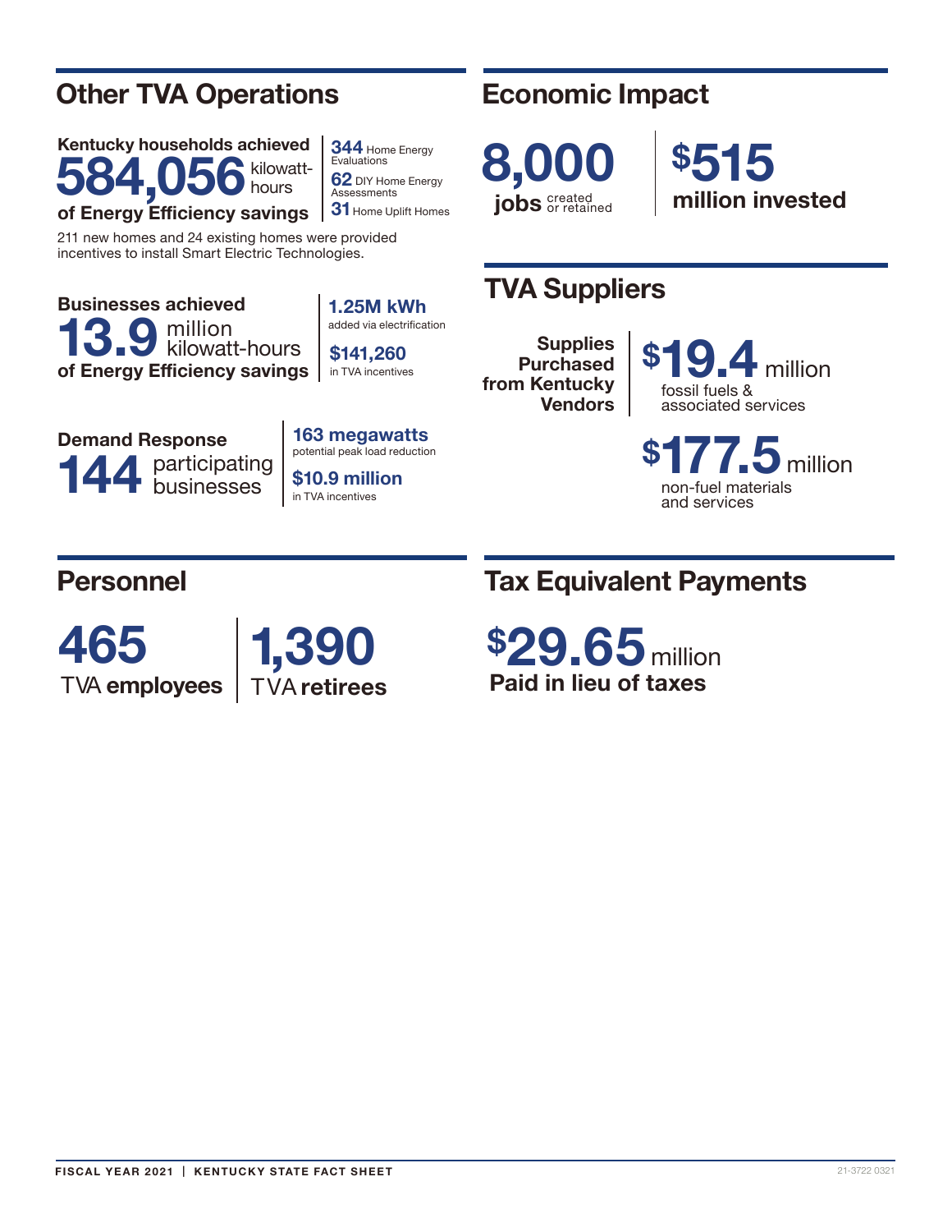## Other TVA Operations

**Kentucky households achieved**
**584,056** kilowatt-hours
**of Energy Efficiency savings**

**344** Home Energy Evaluations
**62** DIY Home Energy Assessments
**31** Home Uplift Homes

211 new homes and 24 existing homes were provided incentives to install Smart Electric Technologies.

**Businesses achieved**
**13.9** million kilowatt-hours
**of Energy Efficiency savings**

**1.25M kWh**
added via electrification

**$141,260**
in TVA incentives

**Demand Response**
**144** participating businesses

**163 megawatts**
potential peak load reduction

**$10.9 million**
in TVA incentives

## Economic Impact

**8,000**
**jobs** created or retained

**$515**
**million invested**

## TVA Suppliers

**Supplies Purchased from Kentucky Vendors**

**$19.4** million
fossil fuels & associated services

**$177.5** million
non-fuel materials and services

## Personnel

**465**
TVA **employees**

**1,390**
TVA **retirees**

## Tax Equivalent Payments

**$29.65** million
**Paid in lieu of taxes**

**FISCAL YEAR 2021 | KENTUCKY STATE FACT SHEET**

21-3722 0321